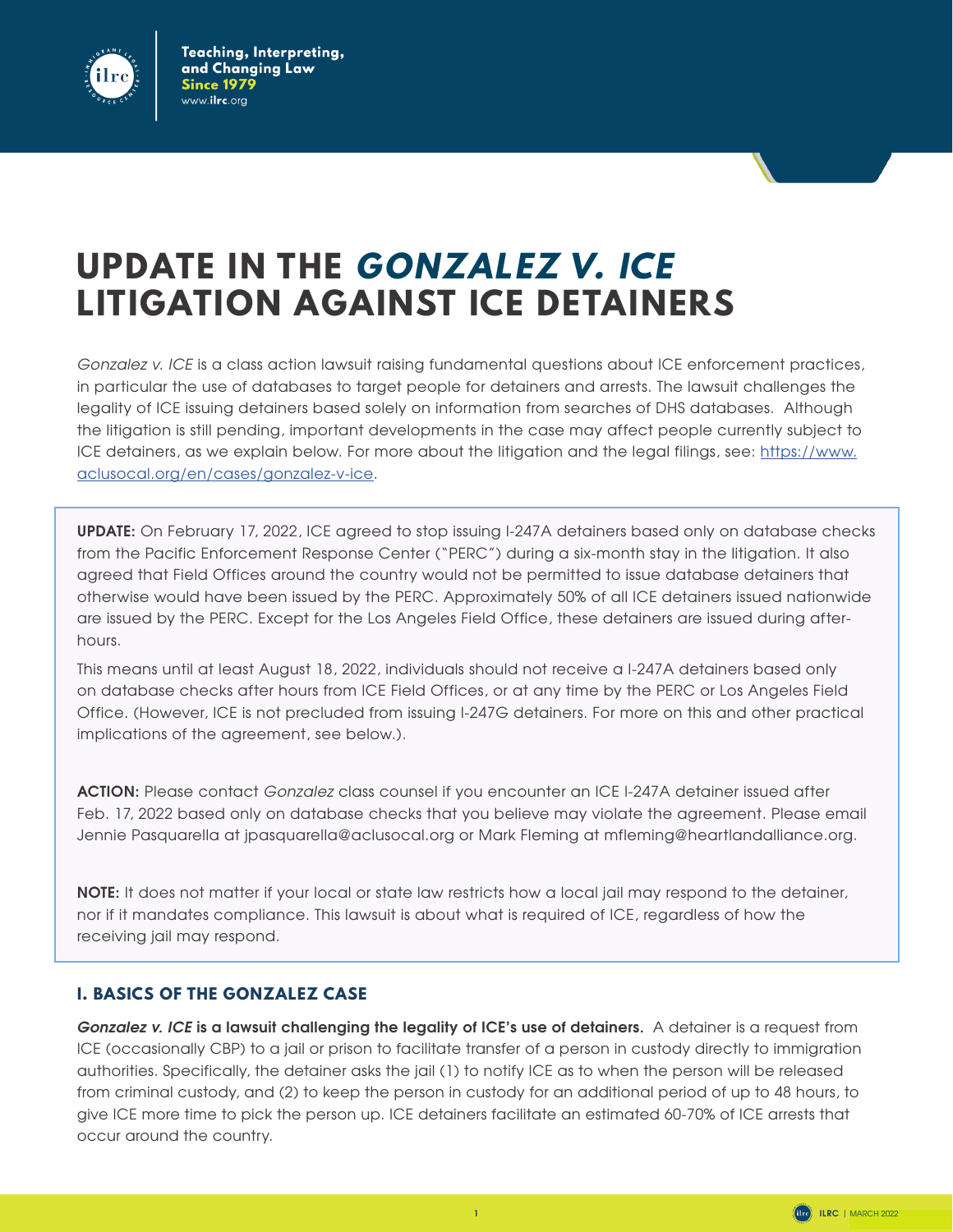# UPDATE IN THE *GONZALEZ V. ICE* LITIGATION AGAINST ICE DETAINERS

*Gonzalez v. ICE* is a class action lawsuit raising fundamental questions about ICE enforcement practices, in particular the use of databases to target people for detainers and arrests. The lawsuit challenges the legality of ICE issuing detainers based solely on information from searches of DHS databases. Although the litigation is still pending, important developments in the case may affect people currently subject to ICE detainers, as we explain below. For more about the litigation and the legal filings, see: [https://www.aclusocal.org/en/cases/gonzalez-v-ice](https://www.aclusocal.org/en/cases/gonzalez-v-ice).

> **UPDATE:** On February 17, 2022, ICE agreed to stop issuing I-247A detainers based only on database checks from the Pacific Enforcement Response Center ("PERC") during a six-month stay in the litigation. It also agreed that Field Offices around the country would not be permitted to issue database detainers that otherwise would have been issued by the PERC. Approximately 50% of all ICE detainers issued nationwide are issued by the PERC. Except for the Los Angeles Field Office, these detainers are issued during after-hours.
>
> This means until at least August 18, 2022, individuals should not receive a I-247A detainers based only on database checks after hours from ICE Field Offices, or at any time by the PERC or Los Angeles Field Office. (However, ICE is not precluded from issuing I-247G detainers. For more on this and other practical implications of the agreement, see below.).
>
> **ACTION:** Please contact *Gonzalez* class counsel if you encounter an ICE I-247A detainer issued after Feb. 17, 2022 based only on database checks that you believe may violate the agreement. Please email Jennie Pasquarella at jpasquarella@aclusocal.org or Mark Fleming at mfleming@heartlandalliance.org.
>
> **NOTE:** It does not matter if your local or state law restricts how a local jail may respond to the detainer, nor if it mandates compliance. This lawsuit is about what is required of ICE, regardless of how the receiving jail may respond.

## I. BASICS OF THE GONZALEZ CASE

***Gonzalez v. ICE* is a lawsuit challenging the legality of ICE's use of detainers.** A detainer is a request from ICE (occasionally CBP) to a jail or prison to facilitate transfer of a person in custody directly to immigration authorities. Specifically, the detainer asks the jail (1) to notify ICE as to when the person will be released from criminal custody, and (2) to keep the person in custody for an additional period of up to 48 hours, to give ICE more time to pick the person up. ICE detainers facilitate an estimated 60-70% of ICE arrests that occur around the country.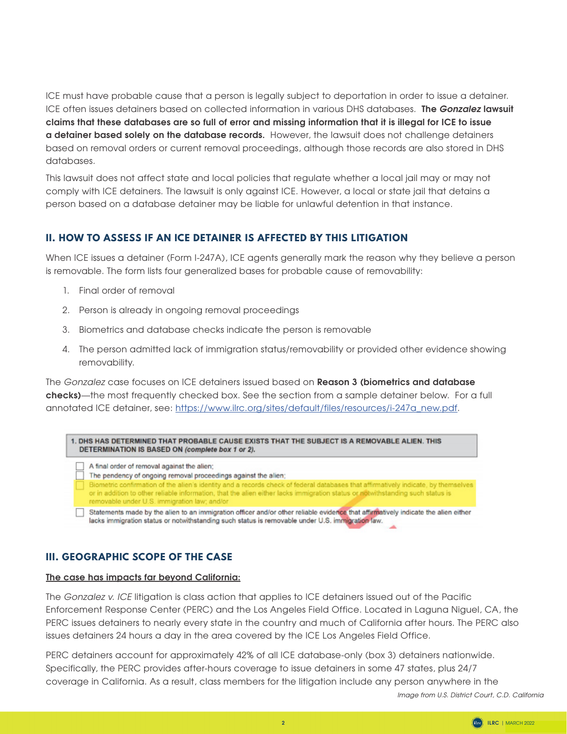ICE must have probable cause that a person is legally subject to deportation in order to issue a detainer. ICE often issues detainers based on collected information in various DHS databases. **The *Gonzalez* lawsuit claims that these databases are so full of error and missing information that it is illegal for ICE to issue a detainer based solely on the database records.** However, the lawsuit does not challenge detainers based on removal orders or current removal proceedings, although those records are also stored in DHS databases.

This lawsuit does not affect state and local policies that regulate whether a local jail may or may not comply with ICE detainers. The lawsuit is only against ICE. However, a local or state jail that detains a person based on a database detainer may be liable for unlawful detention in that instance.

## II. HOW TO ASSESS IF AN ICE DETAINER IS AFFECTED BY THIS LITIGATION

When ICE issues a detainer (Form I-247A), ICE agents generally mark the reason why they believe a person is removable. The form lists four generalized bases for probable cause of removability:

1. Final order of removal
2. Person is already in ongoing removal proceedings
3. Biometrics and database checks indicate the person is removable
4. The person admitted lack of immigration status/removability or provided other evidence showing removability.

The *Gonzalez* case focuses on ICE detainers issued based on **Reason 3 (biometrics and database checks)**—the most frequently checked box. See the section from a sample detainer below. For a full annotated ICE detainer, see: https://www.ilrc.org/sites/default/files/resources/i-247a_new.pdf.

**1. DHS HAS DETERMINED THAT PROBABLE CAUSE EXISTS THAT THE SUBJECT IS A REMOVABLE ALIEN. THIS DETERMINATION IS BASED ON *(complete box 1 or 2).***

- ☐ A final order of removal against the alien;
- ☐ The pendency of ongoing removal proceedings against the alien;
- ☐ Biometric confirmation of the alien's identity and a records check of federal databases that affirmatively indicate, by themselves or in addition to other reliable information, that the alien either lacks immigration status or notwithstanding such status is removable under U.S. immigration law; and/or
- ☐ Statements made by the alien to an immigration officer and/or other reliable evidence that affirmatively indicate the alien either lacks immigration status or notwithstanding such status is removable under U.S. immigration law.

*Image from U.S. District Court, C.D. California*

## III. GEOGRAPHIC SCOPE OF THE CASE

__The case has impacts far beyond California:__

The *Gonzalez v. ICE* litigation is class action that applies to ICE detainers issued out of the Pacific Enforcement Response Center (PERC) and the Los Angeles Field Office. Located in Laguna Niguel, CA, the PERC issues detainers to nearly every state in the country and much of California after hours. The PERC also issues detainers 24 hours a day in the area covered by the ICE Los Angeles Field Office.

PERC detainers account for approximately 42% of all ICE database-only (box 3) detainers nationwide. Specifically, the PERC provides after-hours coverage to issue detainers in some 47 states, plus 24/7 coverage in California. As a result, class members for the litigation include any person anywhere in the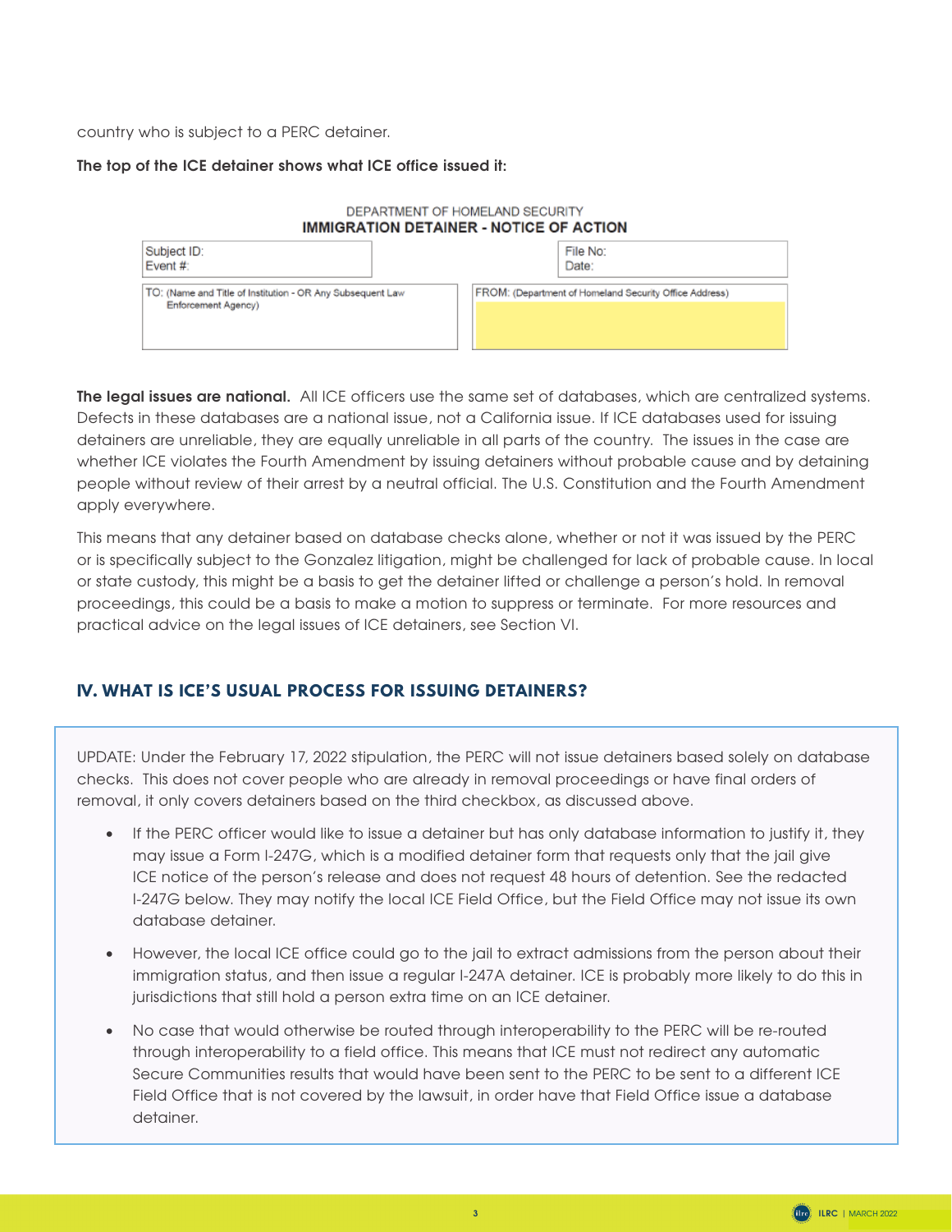country who is subject to a PERC detainer.

**The top of the ICE detainer shows what ICE office issued it:**

DEPARTMENT OF HOMELAND SECURITY
**IMMIGRATION DETAINER - NOTICE OF ACTION**

| Subject ID: Event #: | File No: Date: |
|---|---|
| TO: (Name and Title of Institution - OR Any Subsequent Law Enforcement Agency) | FROM: (Department of Homeland Security Office Address) |

**The legal issues are national.** All ICE officers use the same set of databases, which are centralized systems. Defects in these databases are a national issue, not a California issue. If ICE databases used for issuing detainers are unreliable, they are equally unreliable in all parts of the country. The issues in the case are whether ICE violates the Fourth Amendment by issuing detainers without probable cause and by detaining people without review of their arrest by a neutral official. The U.S. Constitution and the Fourth Amendment apply everywhere.

This means that any detainer based on database checks alone, whether or not it was issued by the PERC or is specifically subject to the Gonzalez litigation, might be challenged for lack of probable cause. In local or state custody, this might be a basis to get the detainer lifted or challenge a person's hold. In removal proceedings, this could be a basis to make a motion to suppress or terminate. For more resources and practical advice on the legal issues of ICE detainers, see Section VI.

## IV. WHAT IS ICE'S USUAL PROCESS FOR ISSUING DETAINERS?

UPDATE: Under the February 17, 2022 stipulation, the PERC will not issue detainers based solely on database checks. This does not cover people who are already in removal proceedings or have final orders of removal, it only covers detainers based on the third checkbox, as discussed above.

- If the PERC officer would like to issue a detainer but has only database information to justify it, they may issue a Form I-247G, which is a modified detainer form that requests only that the jail give ICE notice of the person's release and does not request 48 hours of detention. See the redacted I-247G below. They may notify the local ICE Field Office, but the Field Office may not issue its own database detainer.
- However, the local ICE office could go to the jail to extract admissions from the person about their immigration status, and then issue a regular I-247A detainer. ICE is probably more likely to do this in jurisdictions that still hold a person extra time on an ICE detainer.
- No case that would otherwise be routed through interoperability to the PERC will be re-routed through interoperability to a field office. This means that ICE must not redirect any automatic Secure Communities results that would have been sent to the PERC to be sent to a different ICE Field Office that is not covered by the lawsuit, in order have that Field Office issue a database detainer.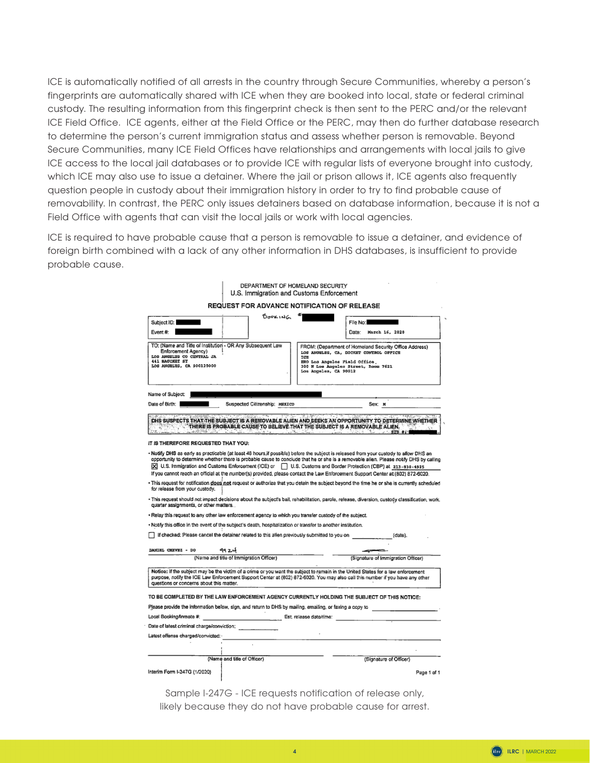ICE is automatically notified of all arrests in the country through Secure Communities, whereby a person's fingerprints are automatically shared with ICE when they are booked into local, state or federal criminal custody. The resulting information from this fingerprint check is then sent to the PERC and/or the relevant ICE Field Office. ICE agents, either at the Field Office or the PERC, may then do further database research to determine the person's current immigration status and assess whether person is removable. Beyond Secure Communities, many ICE Field Offices have relationships and arrangements with local jails to give ICE access to the local jail databases or to provide ICE with regular lists of everyone brought into custody, which ICE may also use to issue a detainer. Where the jail or prison allows it, ICE agents also frequently question people in custody about their immigration history in order to try to find probable cause of removability. In contrast, the PERC only issues detainers based on database information, because it is not a Field Office with agents that can visit the local jails or work with local agencies.

ICE is required to have probable cause that a person is removable to issue a detainer, and evidence of foreign birth combined with a lack of any other information in DHS databases, is insufficient to provide probable cause.

DEPARTMENT OF HOMELAND SECURITY
U.S. Immigration and Customs Enforcement

**REQUEST FOR ADVANCE NOTIFICATION OF RELEASE**

Subject ID: [redacted]
Event #: [redacted]
Booking # [redacted]
File No: [redacted]
Date: March 16, 2020

TO: (Name and Title of Institution - OR Any Subsequent Law Enforcement Agency)
LOS ANGELES CO CENTRAL JA
441 BAUCHET ST
LOS ANGELES, CA 900120000

FROM: (Department of Homeland Security Office Address)
LOS ANGELES, CA, DOCKET CONTROL OFFICE
ICE
ERO Los Angeles Field Office,
300 N Los Angeles Street, Room 7621
Los Angeles, CA 90012

Name of Subject: [redacted]
Date of Birth: [redacted] Suspected Citizenship: MEXICO Sex: M

**DHS SUSPECTS THAT THE SUBJECT IS A REMOVABLE ALIEN AND SEEKS AN OPPORTUNITY TO DETERMINE WHETHER THERE IS PROBABLE CAUSE TO BELIEVE THAT THE SUBJECT IS A REMOVABLE ALIEN.**

**IT IS THEREFORE REQUESTED THAT YOU:**

- **Notify DHS** as early as practicable (at least 48 hours,if possible) before the subject is released from your custody to allow DHS an opportunity to determine whether there is probable cause to conclude that he or she is a removable alien. Please notify DHS by calling ☒ U.S. Immigration and Customs Enforcement (ICE) or ☐ U.S. Customs and Border Protection (CBP) at 213-830-4925
  If you cannot reach an official at the number(s) provided, please contact the Law Enforcement Support Center at (802) 872-6020.
- This request for notification does not request or authorize that you detain the subject beyond the time he or she is currently scheduled for release from your custody.
- This request should not impact decisions about the subject's bail, rehabilitation, parole, release, diversion, custody classification, work, quarter assignments, or other matters.
- Relay this request to any other law enforcement agency to which you transfer custody of the subject.
- Notify this office in the event of the subject's death, hospitalization or transfer to another institution.

☐ If checked: Please cancel the detainer related to this alien previously submitted to you on ________ (date).

DANIEL CHAVEZ - DO 9924
(Name and title of Immigration Officer) (Signature of Immigration Officer)

Notice: If the subject may be the victim of a crime or you want the subject to remain in the United States for a law enforcement purpose, notify the ICE Law Enforcement Support Center at (802) 872-6020. You may also call this number if you have any other questions or concerns about this matter.

**TO BE COMPLETED BY THE LAW ENFORCEMENT AGENCY CURRENTLY HOLDING THE SUBJECT OF THIS NOTICE:**

Please provide the information below, sign, and return to DHS by mailing, emailing, or faxing a copy to ________

Local Booking/Inmate #: ________ Est. release date/time: ________

Date of latest criminal charge/conviction: ________

Latest offense charged/convicted: ________

(Name and title of Officer) (Signature of Officer)

Interim Form I-247G (1/2020) Page 1 of 1

Sample I-247G - ICE requests notification of release only, likely because they do not have probable cause for arrest.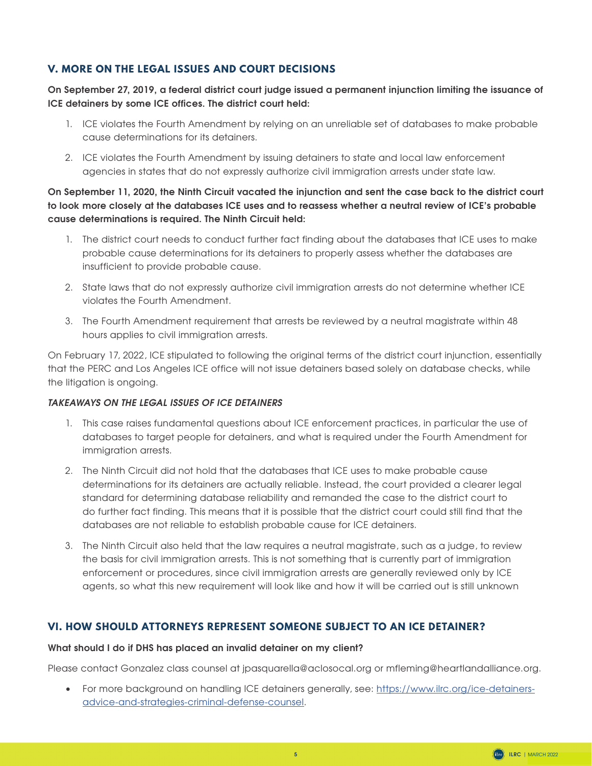## V. MORE ON THE LEGAL ISSUES AND COURT DECISIONS

**On September 27, 2019, a federal district court judge issued a permanent injunction limiting the issuance of ICE detainers by some ICE offices. The district court held:**

1. ICE violates the Fourth Amendment by relying on an unreliable set of databases to make probable cause determinations for its detainers.
2. ICE violates the Fourth Amendment by issuing detainers to state and local law enforcement agencies in states that do not expressly authorize civil immigration arrests under state law.

**On September 11, 2020, the Ninth Circuit vacated the injunction and sent the case back to the district court to look more closely at the databases ICE uses and to reassess whether a neutral review of ICE's probable cause determinations is required. The Ninth Circuit held:**

1. The district court needs to conduct further fact finding about the databases that ICE uses to make probable cause determinations for its detainers to properly assess whether the databases are insufficient to provide probable cause.
2. State laws that do not expressly authorize civil immigration arrests do not determine whether ICE violates the Fourth Amendment.
3. The Fourth Amendment requirement that arrests be reviewed by a neutral magistrate within 48 hours applies to civil immigration arrests.

On February 17, 2022, ICE stipulated to following the original terms of the district court injunction, essentially that the PERC and Los Angeles ICE office will not issue detainers based solely on database checks, while the litigation is ongoing.

### *TAKEAWAYS ON THE LEGAL ISSUES OF ICE DETAINERS*

1. This case raises fundamental questions about ICE enforcement practices, in particular the use of databases to target people for detainers, and what is required under the Fourth Amendment for immigration arrests.
2. The Ninth Circuit did not hold that the databases that ICE uses to make probable cause determinations for its detainers are actually reliable. Instead, the court provided a clearer legal standard for determining database reliability and remanded the case to the district court to do further fact finding. This means that it is possible that the district court could still find that the databases are not reliable to establish probable cause for ICE detainers.
3. The Ninth Circuit also held that the law requires a neutral magistrate, such as a judge, to review the basis for civil immigration arrests. This is not something that is currently part of immigration enforcement or procedures, since civil immigration arrests are generally reviewed only by ICE agents, so what this new requirement will look like and how it will be carried out is still unknown

## VI. HOW SHOULD ATTORNEYS REPRESENT SOMEONE SUBJECT TO AN ICE DETAINER?

**What should I do if DHS has placed an invalid detainer on my client?**

Please contact Gonzalez class counsel at jpasquarella@aclusocal.org or mfleming@heartlandalliance.org.

- For more background on handling ICE detainers generally, see: https://www.ilrc.org/ice-detainers-advice-and-strategies-criminal-defense-counsel.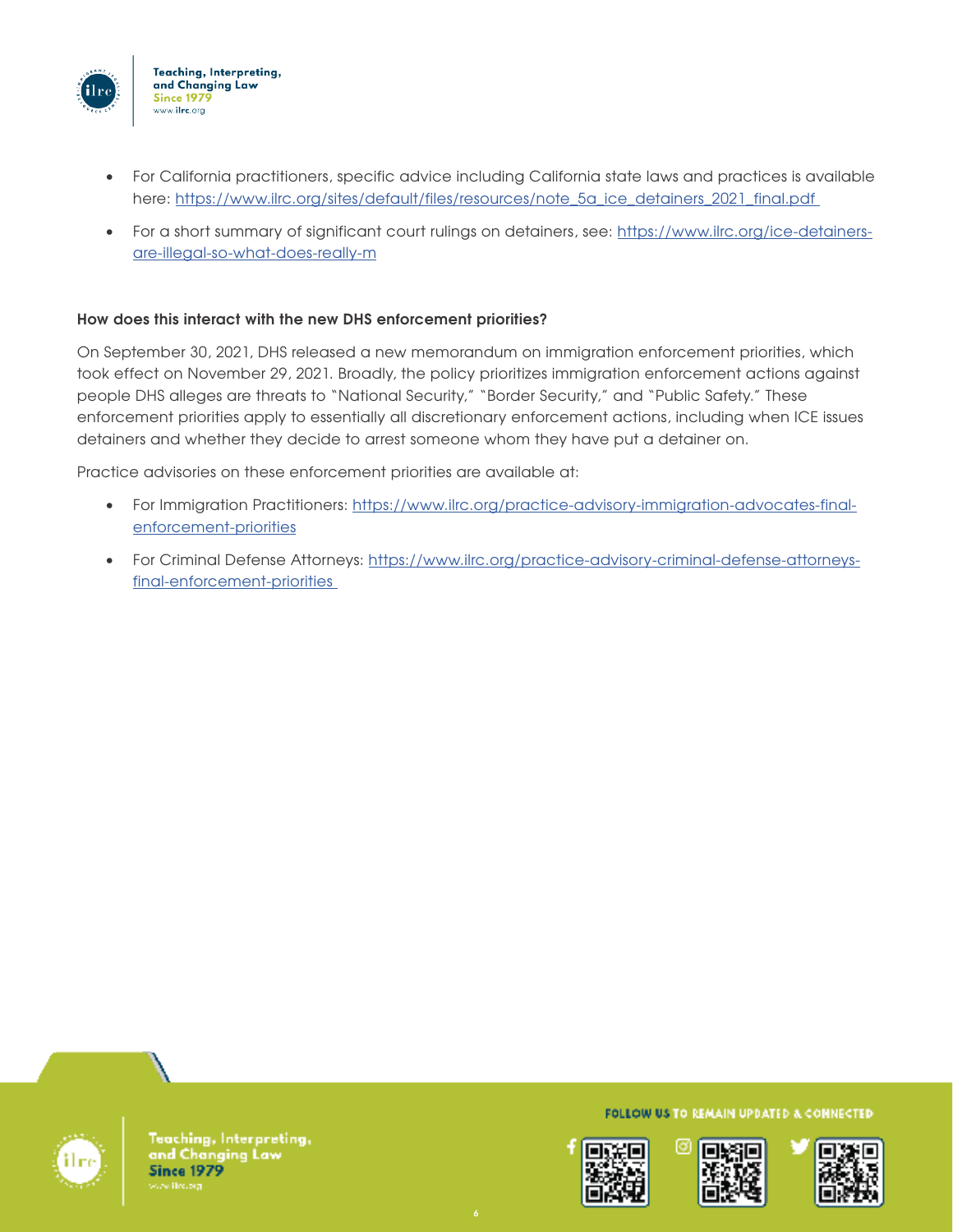- For California practitioners, specific advice including California state laws and practices is available here: https://www.ilrc.org/sites/default/files/resources/note_5a_ice_detainers_2021_final.pdf
- For a short summary of significant court rulings on detainers, see: https://www.ilrc.org/ice-detainers-are-illegal-so-what-does-really-m

**How does this interact with the new DHS enforcement priorities?**

On September 30, 2021, DHS released a new memorandum on immigration enforcement priorities, which took effect on November 29, 2021. Broadly, the policy prioritizes immigration enforcement actions against people DHS alleges are threats to "National Security," "Border Security," and "Public Safety." These enforcement priorities apply to essentially all discretionary enforcement actions, including when ICE issues detainers and whether they decide to arrest someone whom they have put a detainer on.

Practice advisories on these enforcement priorities are available at:

- For Immigration Practitioners: https://www.ilrc.org/practice-advisory-immigration-advocates-final-enforcement-priorities
- For Criminal Defense Attorneys: https://www.ilrc.org/practice-advisory-criminal-defense-attorneys-final-enforcement-priorities